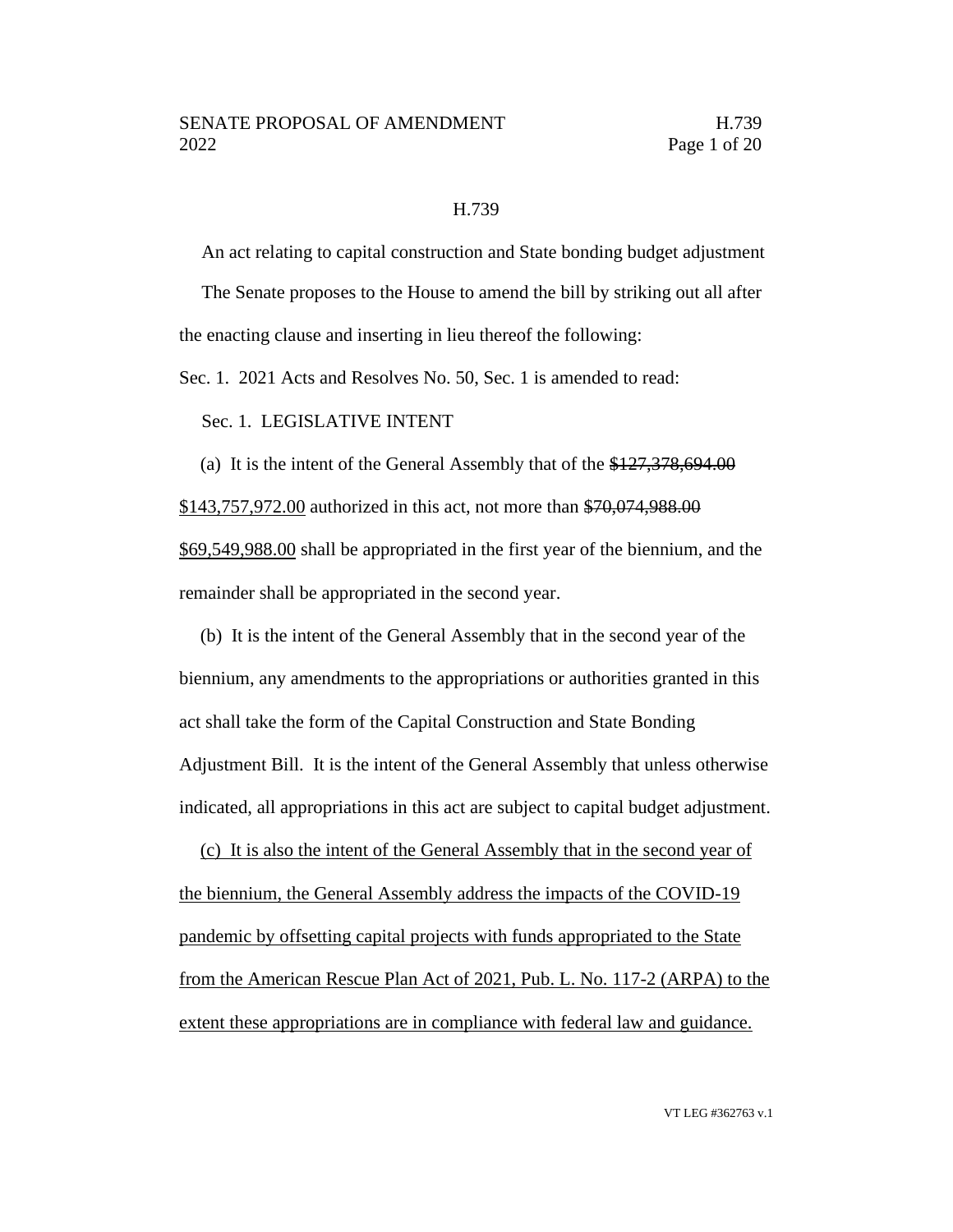H.739

An act relating to capital construction and State bonding budget adjustment

The Senate proposes to the House to amend the bill by striking out all after the enacting clause and inserting in lieu thereof the following:

Sec. 1. 2021 Acts and Resolves No. 50, Sec. 1 is amended to read:

Sec. 1. LEGISLATIVE INTENT

(a) It is the intent of the General Assembly that of the ~~$127,378,694.00~~ <u>$143,757,972.00</u> authorized in this act, not more than ~~$70,074,988.00~~ <u>$69,549,988.00</u> shall be appropriated in the first year of the biennium, and the remainder shall be appropriated in the second year.

(b) It is the intent of the General Assembly that in the second year of the biennium, any amendments to the appropriations or authorities granted in this act shall take the form of the Capital Construction and State Bonding Adjustment Bill. It is the intent of the General Assembly that unless otherwise indicated, all appropriations in this act are subject to capital budget adjustment.

<u>(c) It is also the intent of the General Assembly that in the second year of the biennium, the General Assembly address the impacts of the COVID-19 pandemic by offsetting capital projects with funds appropriated to the State from the American Rescue Plan Act of 2021, Pub. L. No. 117-2 (ARPA) to the extent these appropriations are in compliance with federal law and guidance.</u>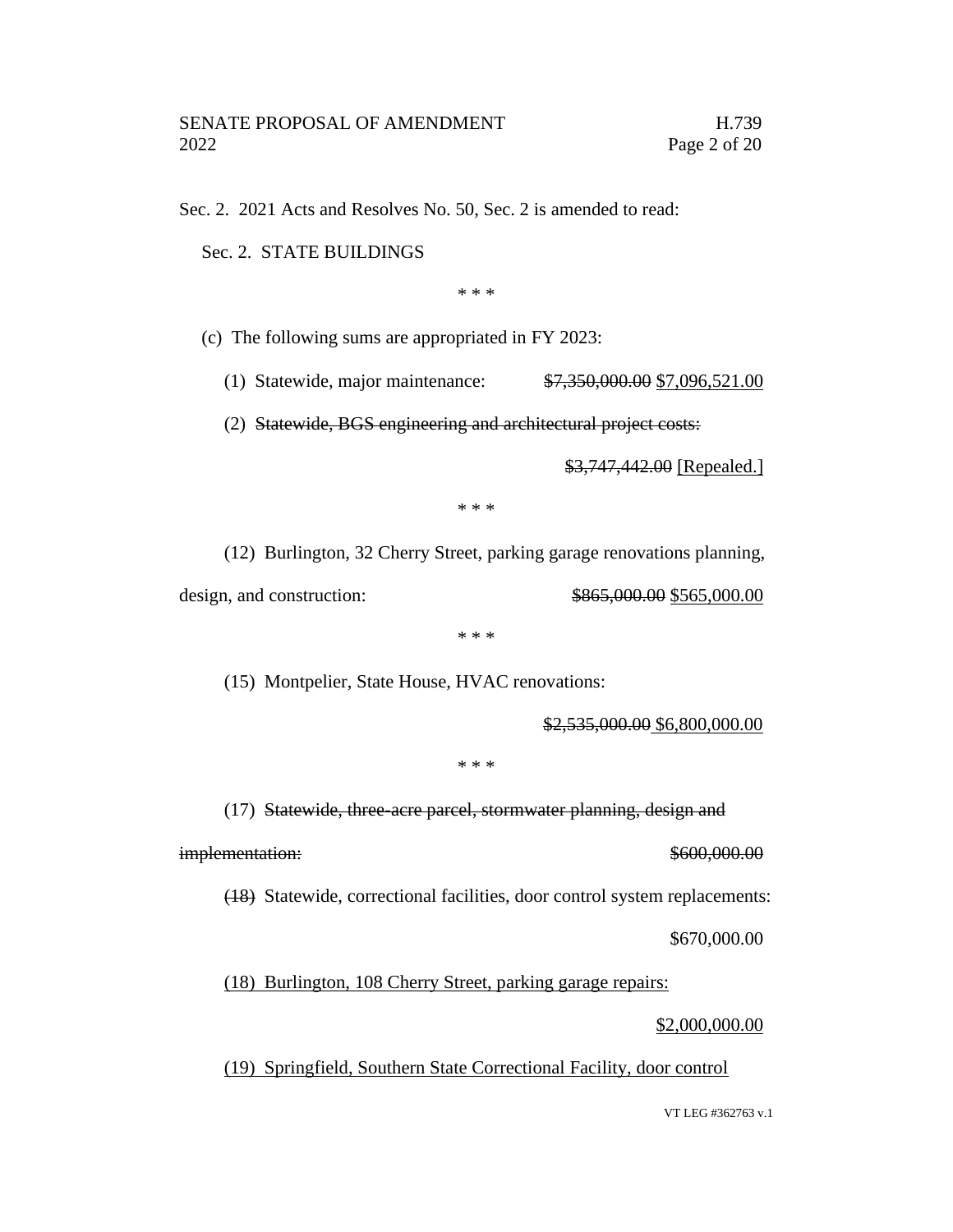Sec. 2. 2021 Acts and Resolves No. 50, Sec. 2 is amended to read:

Sec. 2. STATE BUILDINGS

\* \* \*

(c) The following sums are appropriated in FY 2023:

(1) Statewide, major maintenance: ~~$7,350,000.00~~ <u>$7,096,521.00</u>

(2) ~~Statewide, BGS engineering and architectural project costs:~~

~~$3,747,442.00~~ <u>[Repealed.]</u>

\* \* \*

(12) Burlington, 32 Cherry Street, parking garage renovations planning, design, and construction: ~~$865,000.00~~ <u>$565,000.00</u>

\* \* \*

(15) Montpelier, State House, HVAC renovations:

~~$2,535,000.00~~ <u>$6,800,000.00</u>

\* \* \*

(17) ~~Statewide, three-acre parcel, stormwater planning, design and implementation: $600,000.00~~

~~(18)~~ Statewide, correctional facilities, door control system replacements:

$670,000.00

<u>(18) Burlington, 108 Cherry Street, parking garage repairs:</u>

<u>$2,000,000.00</u>

<u>(19) Springfield, Southern State Correctional Facility, door control</u>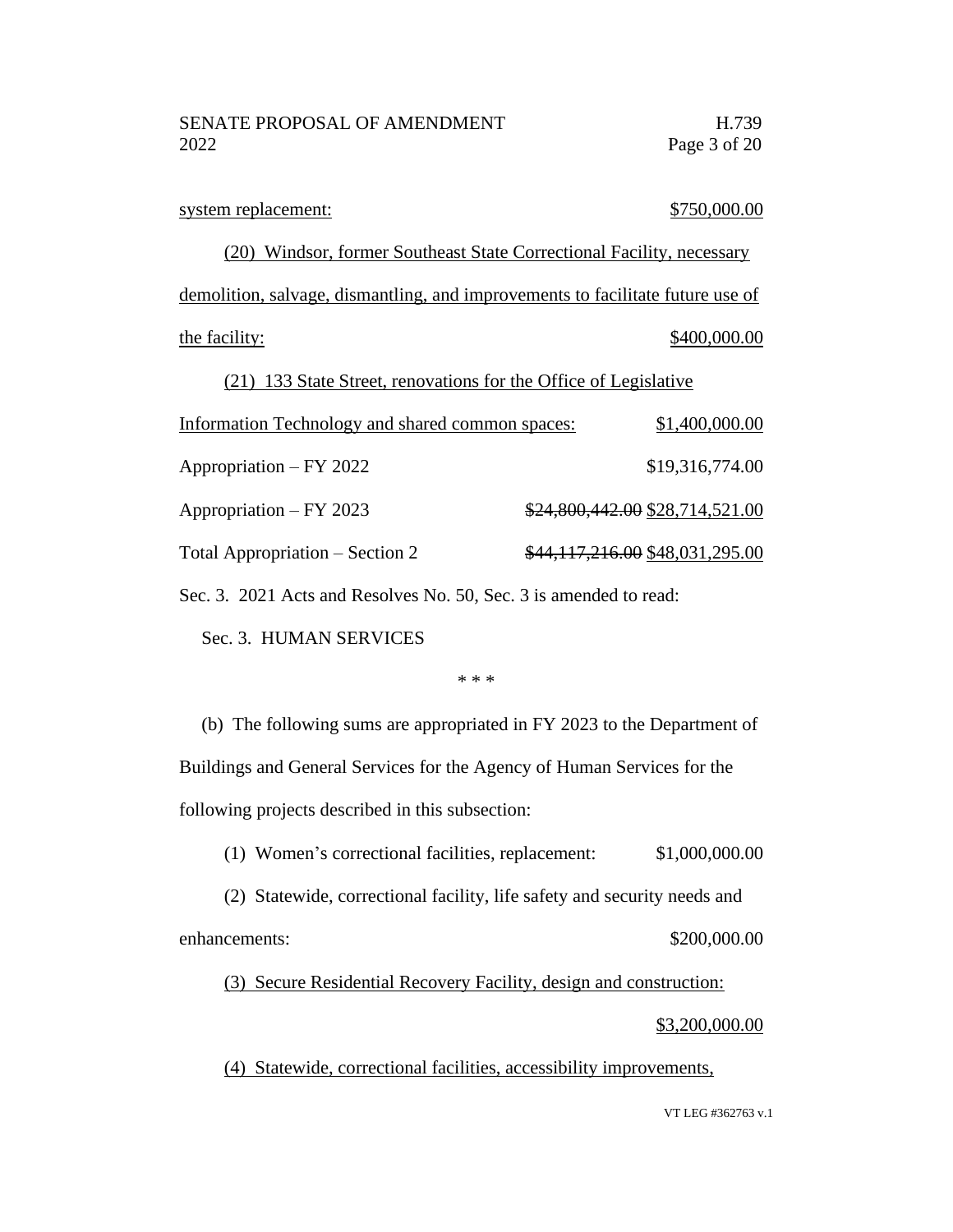<u>system replacement:</u> <u>$750,000.00</u>

<u>(20) Windsor, former Southeast State Correctional Facility, necessary demolition, salvage, dismantling, and improvements to facilitate future use of the facility:</u> <u>$400,000.00</u>

<u>(21) 133 State Street, renovations for the Office of Legislative Information Technology and shared common spaces:</u> <u>$1,400,000.00</u>

Appropriation – FY 2022 $19,316,774.00

Appropriation – FY 2023 ~~$24,800,442.00~~ <u>$28,714,521.00</u>

Total Appropriation – Section 2 ~~$44,117,216.00~~ <u>$48,031,295.00</u>

Sec. 3. 2021 Acts and Resolves No. 50, Sec. 3 is amended to read:

Sec. 3. HUMAN SERVICES

\* \* \*

(b) The following sums are appropriated in FY 2023 to the Department of Buildings and General Services for the Agency of Human Services for the following projects described in this subsection:

(1) Women's correctional facilities, replacement: $1,000,000.00

(2) Statewide, correctional facility, life safety and security needs and enhancements: $200,000.00

<u>(3) Secure Residential Recovery Facility, design and construction:</u> <u>$3,200,000.00</u>

<u>(4) Statewide, correctional facilities, accessibility improvements,</u>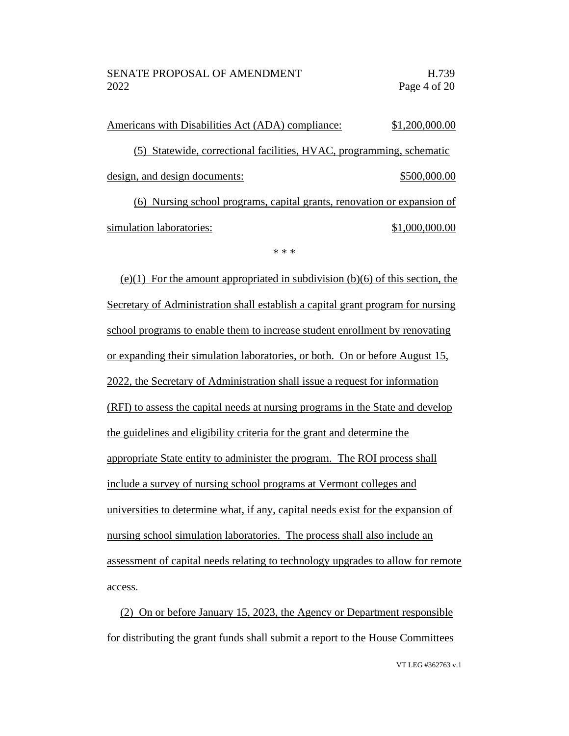Americans with Disabilities Act (ADA) compliance: $1,200,000.00

(5) Statewide, correctional facilities, HVAC, programming, schematic design, and design documents: $500,000.00

(6) Nursing school programs, capital grants, renovation or expansion of simulation laboratories: $1,000,000.00

* * *

(e)(1) For the amount appropriated in subdivision (b)(6) of this section, the Secretary of Administration shall establish a capital grant program for nursing school programs to enable them to increase student enrollment by renovating or expanding their simulation laboratories, or both. On or before August 15, 2022, the Secretary of Administration shall issue a request for information (RFI) to assess the capital needs at nursing programs in the State and develop the guidelines and eligibility criteria for the grant and determine the appropriate State entity to administer the program. The ROI process shall include a survey of nursing school programs at Vermont colleges and universities to determine what, if any, capital needs exist for the expansion of nursing school simulation laboratories. The process shall also include an assessment of capital needs relating to technology upgrades to allow for remote access.

(2) On or before January 15, 2023, the Agency or Department responsible for distributing the grant funds shall submit a report to the House Committees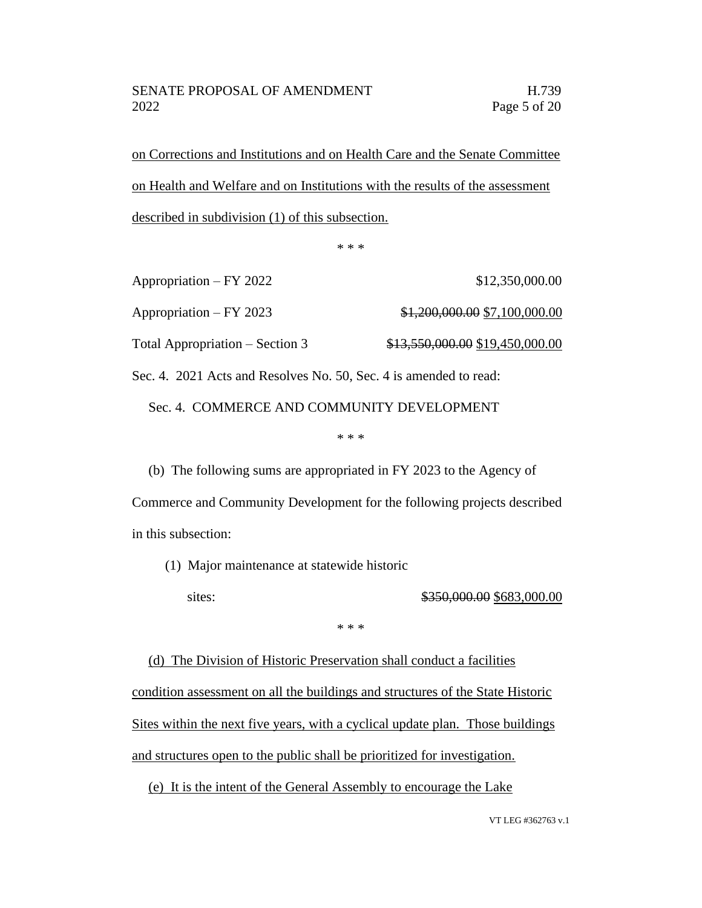on Corrections and Institutions and on Health Care and the Senate Committee on Health and Welfare and on Institutions with the results of the assessment described in subdivision (1) of this subsection.

\* \* \*

| | |
|---|---|
| Appropriation – FY 2022 | $12,350,000.00 |
| Appropriation – FY 2023 | ~~$1,200,000.00~~ $7,100,000.00 |
| Total Appropriation – Section 3 | ~~$13,550,000.00~~ $19,450,000.00 |

Sec. 4. 2021 Acts and Resolves No. 50, Sec. 4 is amended to read:

Sec. 4. COMMERCE AND COMMUNITY DEVELOPMENT

\* \* \*

(b) The following sums are appropriated in FY 2023 to the Agency of Commerce and Community Development for the following projects described in this subsection:

(1) Major maintenance at statewide historic sites: ~~$350,000.00~~ $683,000.00

\* \* \*

(d) The Division of Historic Preservation shall conduct a facilities condition assessment on all the buildings and structures of the State Historic Sites within the next five years, with a cyclical update plan. Those buildings and structures open to the public shall be prioritized for investigation.

(e) It is the intent of the General Assembly to encourage the Lake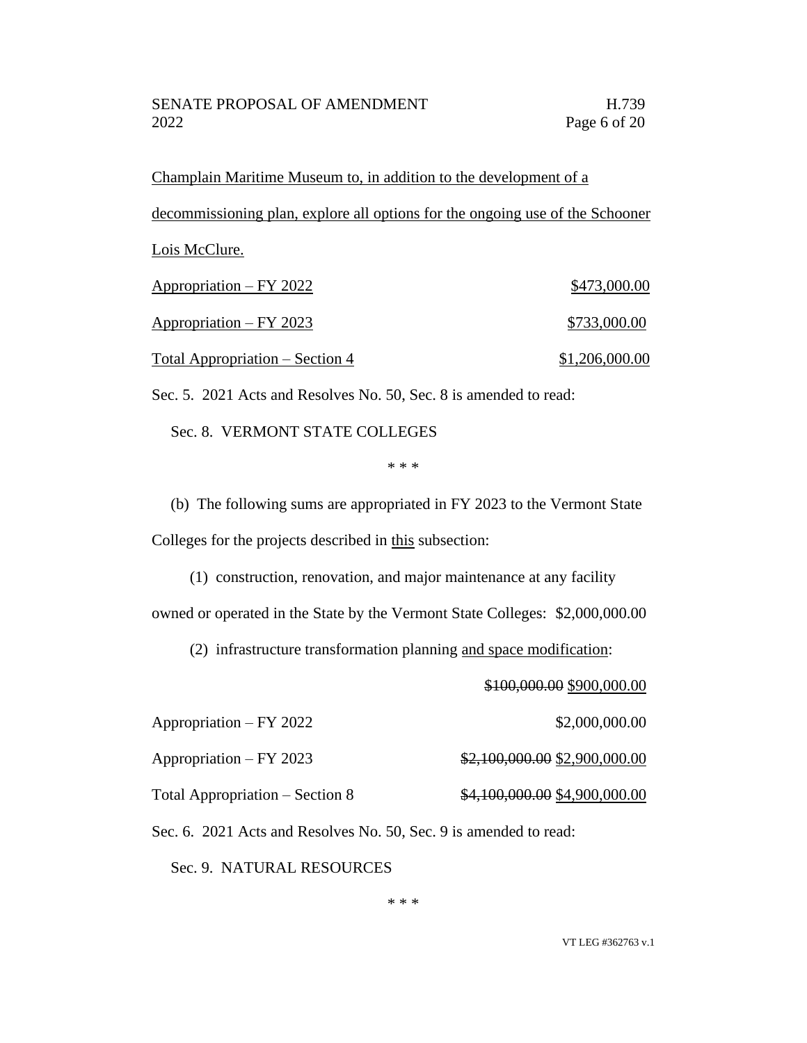<u>Champlain Maritime Museum to, in addition to the development of a decommissioning plan, explore all options for the ongoing use of the Schooner Lois McClure.</u>

| | |
|---|---|
| <u>Appropriation – FY 2022</u> | <u>$473,000.00</u> |
| <u>Appropriation – FY 2023</u> | <u>$733,000.00</u> |
| <u>Total Appropriation – Section 4</u> | <u>$1,206,000.00</u> |

Sec. 5. 2021 Acts and Resolves No. 50, Sec. 8 is amended to read:

Sec. 8. VERMONT STATE COLLEGES

\* \* \*

(b) The following sums are appropriated in FY 2023 to the Vermont State Colleges for the projects described in <u>this</u> subsection:

(1) construction, renovation, and major maintenance at any facility owned or operated in the State by the Vermont State Colleges: $2,000,000.00

(2) infrastructure transformation planning <u>and space modification</u>: ~~$100,000.00~~ <u>$900,000.00</u>

| | |
|---|---|
| Appropriation – FY 2022 | $2,000,000.00 |
| Appropriation – FY 2023 | ~~$2,100,000.00~~ <u>$2,900,000.00</u> |
| Total Appropriation – Section 8 | ~~$4,100,000.00~~ <u>$4,900,000.00</u> |

Sec. 6. 2021 Acts and Resolves No. 50, Sec. 9 is amended to read:

Sec. 9. NATURAL RESOURCES

\* \* \*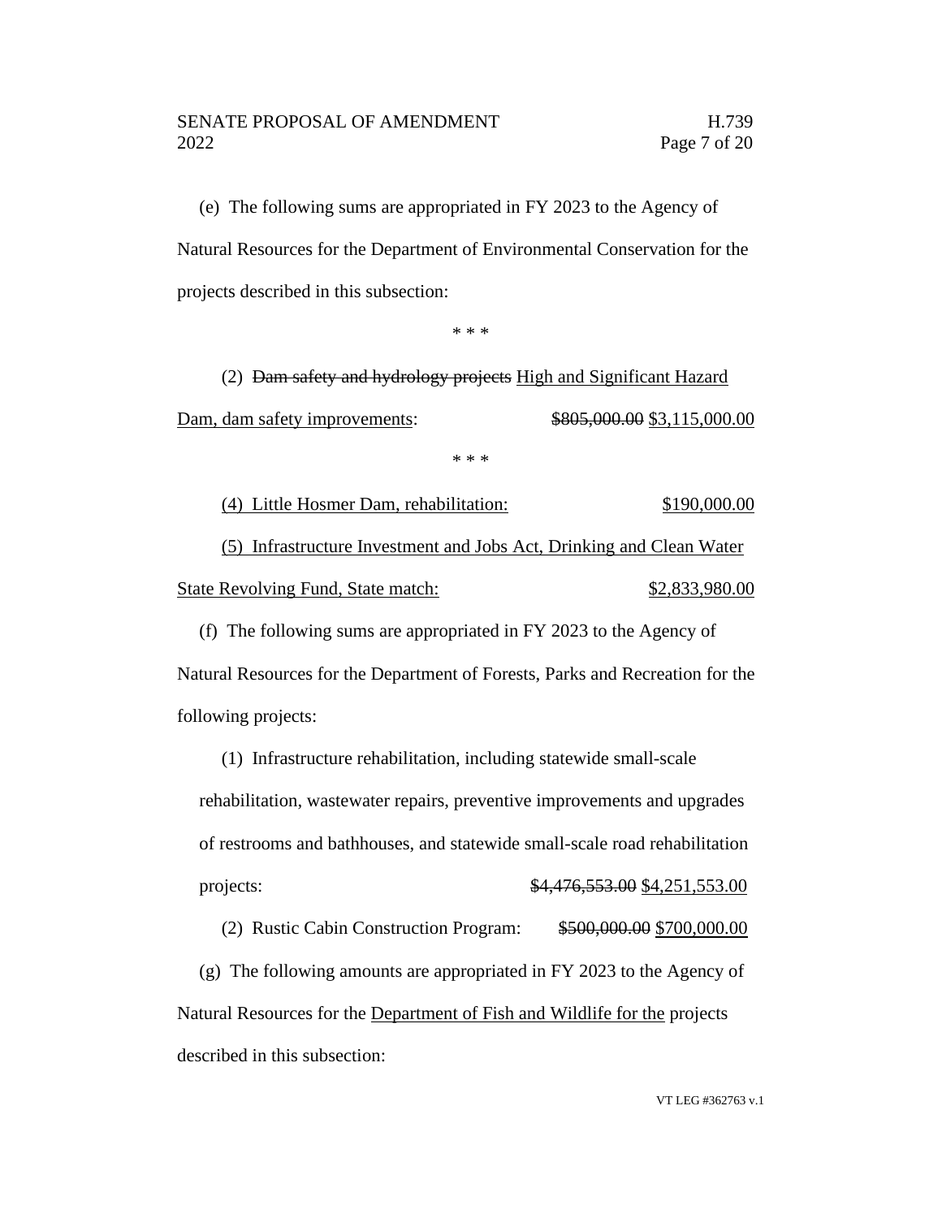(e) The following sums are appropriated in FY 2023 to the Agency of Natural Resources for the Department of Environmental Conservation for the projects described in this subsection:

\* \* \*

(2) ~~Dam safety and hydrology projects~~ <u>High and Significant Hazard Dam, dam safety improvements</u>: ~~$805,000.00~~ <u>$3,115,000.00</u>

\* \* \*

<u>(4) Little Hosmer Dam, rehabilitation: $190,000.00</u>

<u>(5) Infrastructure Investment and Jobs Act, Drinking and Clean Water State Revolving Fund, State match: $2,833,980.00</u>

(f) The following sums are appropriated in FY 2023 to the Agency of Natural Resources for the Department of Forests, Parks and Recreation for the following projects:

(1) Infrastructure rehabilitation, including statewide small-scale rehabilitation, wastewater repairs, preventive improvements and upgrades of restrooms and bathhouses, and statewide small-scale road rehabilitation projects: ~~$4,476,553.00~~ <u>$4,251,553.00</u>

(2) Rustic Cabin Construction Program: ~~$500,000.00~~ <u>$700,000.00</u>

(g) The following amounts are appropriated in FY 2023 to the Agency of Natural Resources for the <u>Department of Fish and Wildlife for the</u> projects described in this subsection: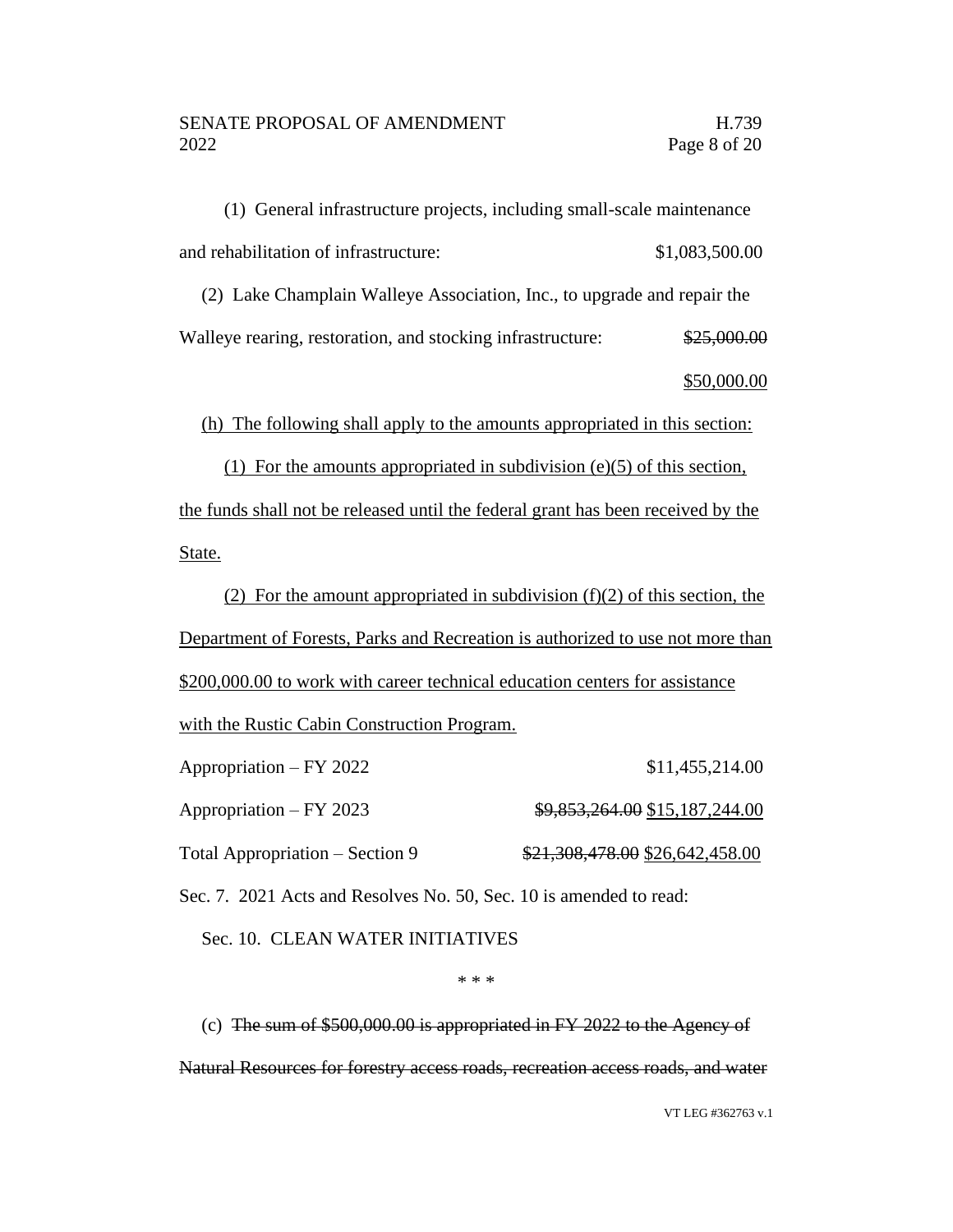(1) General infrastructure projects, including small-scale maintenance and rehabilitation of infrastructure: $1,083,500.00

(2) Lake Champlain Walleye Association, Inc., to upgrade and repair the Walleye rearing, restoration, and stocking infrastructure: ~~$25,000.00~~ <u>$50,000.00</u>

<u>(h) The following shall apply to the amounts appropriated in this section:</u>

<u>(1) For the amounts appropriated in subdivision (e)(5) of this section, the funds shall not be released until the federal grant has been received by the State.</u>

<u>(2) For the amount appropriated in subdivision (f)(2) of this section, the Department of Forests, Parks and Recreation is authorized to use not more than $200,000.00 to work with career technical education centers for assistance with the Rustic Cabin Construction Program.</u>

Appropriation – FY 2022 $11,455,214.00

Appropriation – FY 2023 ~~$9,853,264.00~~ <u>$15,187,244.00</u>

Total Appropriation – Section 9 ~~$21,308,478.00~~ <u>$26,642,458.00</u>

Sec. 7. 2021 Acts and Resolves No. 50, Sec. 10 is amended to read:

Sec. 10. CLEAN WATER INITIATIVES

\* \* \*

(c) ~~The sum of $500,000.00 is appropriated in FY 2022 to the Agency of Natural Resources for forestry access roads, recreation access roads, and water~~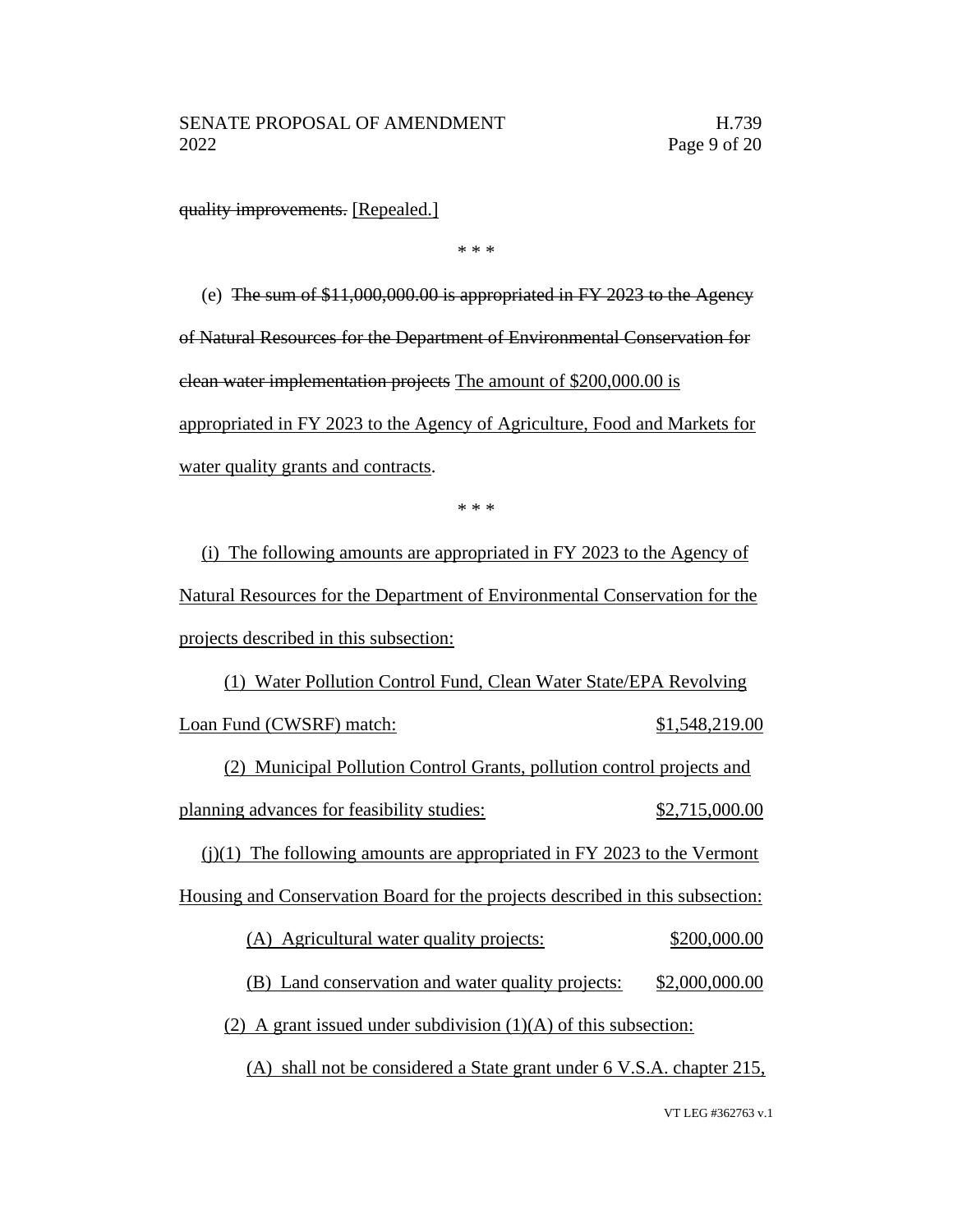~~quality improvements.~~ [Repealed.]

\* \* \*

(e) ~~The sum of $11,000,000.00 is appropriated in FY 2023 to the Agency of Natural Resources for the Department of Environmental Conservation for clean water implementation projects~~ <u>The amount of $200,000.00 is appropriated in FY 2023 to the Agency of Agriculture, Food and Markets for water quality grants and contracts</u>.

\* \* \*

<u>(i) The following amounts are appropriated in FY 2023 to the Agency of Natural Resources for the Department of Environmental Conservation for the projects described in this subsection:</u>

<u>(1) Water Pollution Control Fund, Clean Water State/EPA Revolving Loan Fund (CWSRF) match: $1,548,219.00</u>

<u>(2) Municipal Pollution Control Grants, pollution control projects and planning advances for feasibility studies: $2,715,000.00</u>

<u>(j)(1) The following amounts are appropriated in FY 2023 to the Vermont Housing and Conservation Board for the projects described in this subsection:</u>

<u>(A) Agricultural water quality projects: $200,000.00</u>

<u>(B) Land conservation and water quality projects: $2,000,000.00</u>

<u>(2) A grant issued under subdivision (1)(A) of this subsection:</u>

<u>(A) shall not be considered a State grant under 6 V.S.A. chapter 215,</u>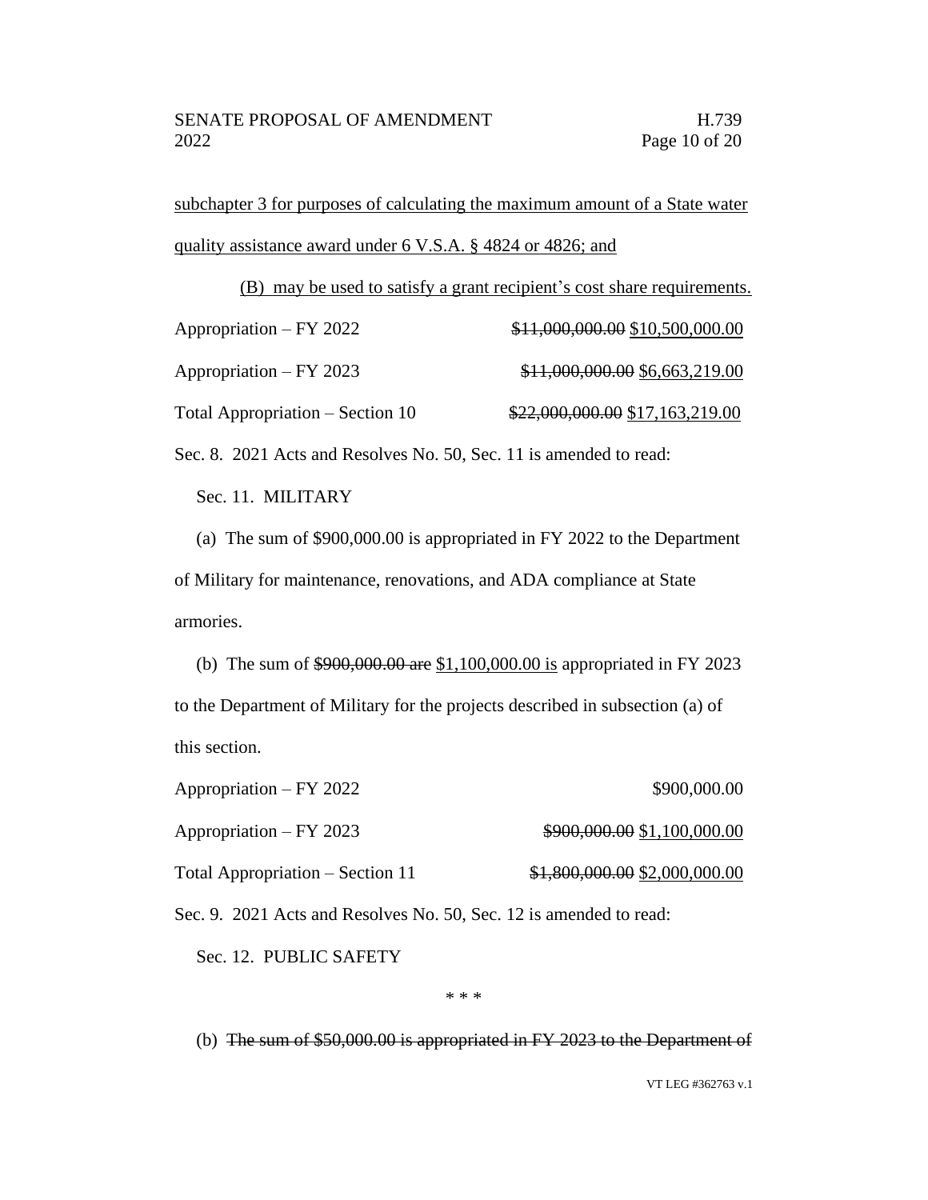<u>subchapter 3 for purposes of calculating the maximum amount of a State water quality assistance award under 6 V.S.A. § 4824 or 4826; and</u>

<u>(B) may be used to satisfy a grant recipient's cost share requirements.</u>

Appropriation – FY 2022 ~~$11,000,000.00~~ <u>$10,500,000.00</u>

Appropriation – FY 2023 ~~$11,000,000.00~~ <u>$6,663,219.00</u>

Total Appropriation – Section 10 ~~$22,000,000.00~~ <u>$17,163,219.00</u>

Sec. 8. 2021 Acts and Resolves No. 50, Sec. 11 is amended to read:

Sec. 11. MILITARY

(a) The sum of $900,000.00 is appropriated in FY 2022 to the Department of Military for maintenance, renovations, and ADA compliance at State armories.

(b) The sum of ~~$900,000.00 are~~ <u>$1,100,000.00 is</u> appropriated in FY 2023 to the Department of Military for the projects described in subsection (a) of this section.

Appropriation – FY 2022 $900,000.00

Appropriation – FY 2023 ~~$900,000.00~~ <u>$1,100,000.00</u>

Total Appropriation – Section 11 ~~$1,800,000.00~~ <u>$2,000,000.00</u>

Sec. 9. 2021 Acts and Resolves No. 50, Sec. 12 is amended to read:

Sec. 12. PUBLIC SAFETY

\* \* \*

(b) ~~The sum of $50,000.00 is appropriated in FY 2023 to the Department of~~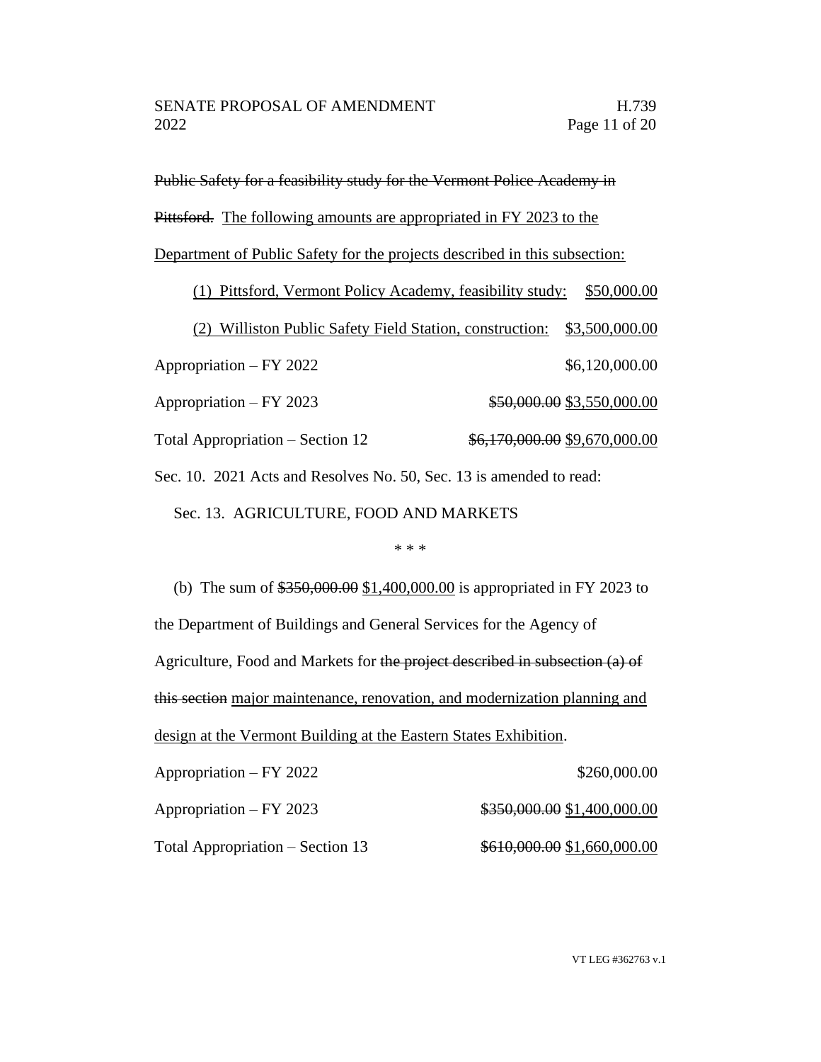~~Public Safety for a feasibility study for the Vermont Police Academy in Pittsford.~~ <u>The following amounts are appropriated in FY 2023 to the Department of Public Safety for the projects described in this subsection:</u>

<u>(1) Pittsford, Vermont Policy Academy, feasibility study: $50,000.00</u>

<u>(2) Williston Public Safety Field Station, construction: $3,500,000.00</u>

| | |
|---|---|
| Appropriation – FY 2022 | $6,120,000.00 |
| Appropriation – FY 2023 | ~~$50,000.00~~ <u>$3,550,000.00</u> |
| Total Appropriation – Section 12 | ~~$6,170,000.00~~ <u>$9,670,000.00</u> |

Sec. 10. 2021 Acts and Resolves No. 50, Sec. 13 is amended to read:

Sec. 13. AGRICULTURE, FOOD AND MARKETS

\* \* \*

(b) The sum of ~~$350,000.00~~ <u>$1,400,000.00</u> is appropriated in FY 2023 to the Department of Buildings and General Services for the Agency of Agriculture, Food and Markets for ~~the project described in subsection (a) of this section~~ <u>major maintenance, renovation, and modernization planning and design at the Vermont Building at the Eastern States Exhibition</u>.

| | |
|---|---|
| Appropriation – FY 2022 | $260,000.00 |
| Appropriation – FY 2023 | ~~$350,000.00~~ <u>$1,400,000.00</u> |
| Total Appropriation – Section 13 | ~~$610,000.00~~ <u>$1,660,000.00</u> |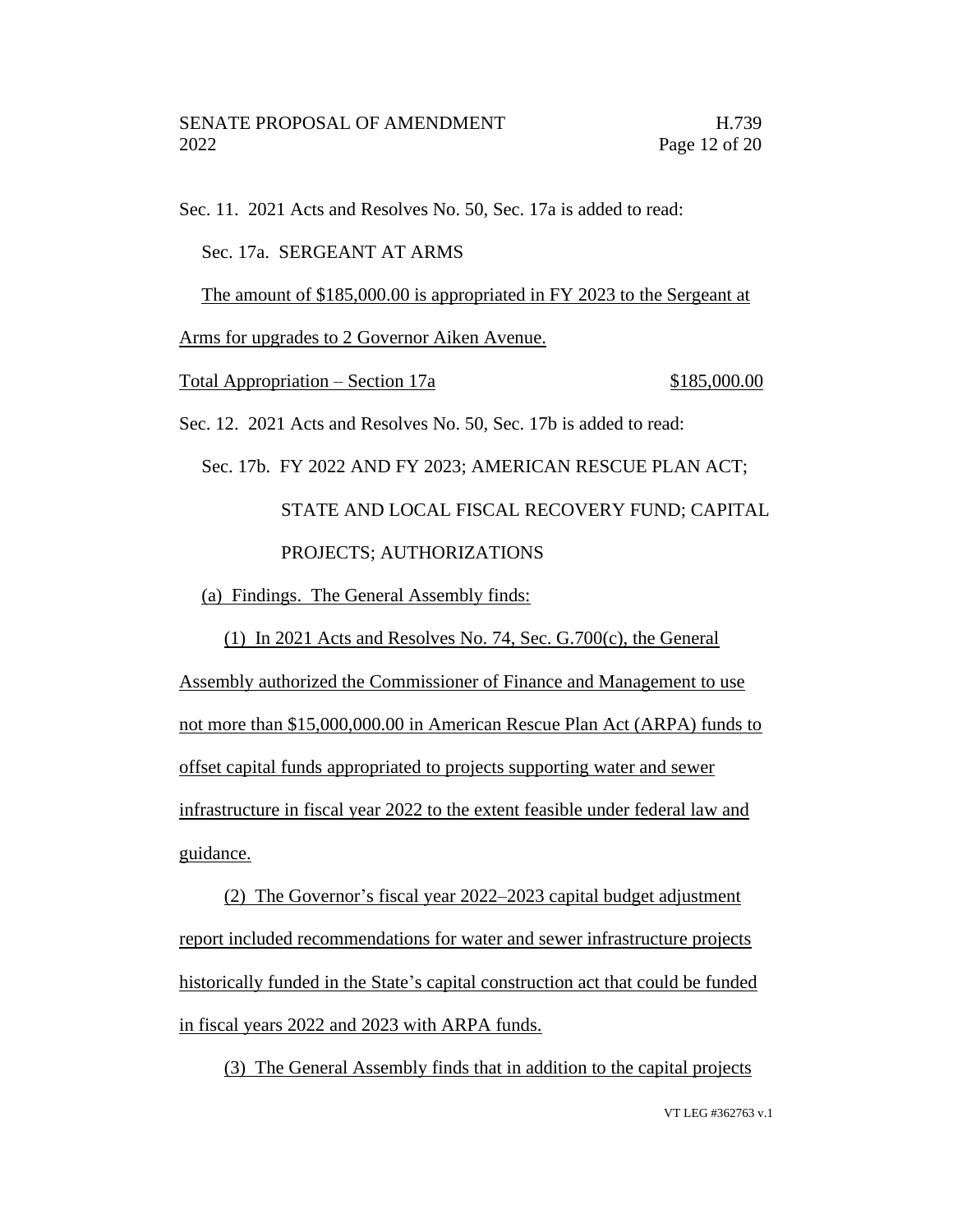Sec. 11. 2021 Acts and Resolves No. 50, Sec. 17a is added to read:

Sec. 17a. SERGEANT AT ARMS

The amount of $185,000.00 is appropriated in FY 2023 to the Sergeant at Arms for upgrades to 2 Governor Aiken Avenue.

Total Appropriation – Section 17a $185,000.00

Sec. 12. 2021 Acts and Resolves No. 50, Sec. 17b is added to read:

Sec. 17b. FY 2022 AND FY 2023; AMERICAN RESCUE PLAN ACT; STATE AND LOCAL FISCAL RECOVERY FUND; CAPITAL PROJECTS; AUTHORIZATIONS

(a) Findings. The General Assembly finds:

(1) In 2021 Acts and Resolves No. 74, Sec. G.700(c), the General Assembly authorized the Commissioner of Finance and Management to use not more than $15,000,000.00 in American Rescue Plan Act (ARPA) funds to offset capital funds appropriated to projects supporting water and sewer infrastructure in fiscal year 2022 to the extent feasible under federal law and guidance.

(2) The Governor's fiscal year 2022–2023 capital budget adjustment report included recommendations for water and sewer infrastructure projects historically funded in the State's capital construction act that could be funded in fiscal years 2022 and 2023 with ARPA funds.

(3) The General Assembly finds that in addition to the capital projects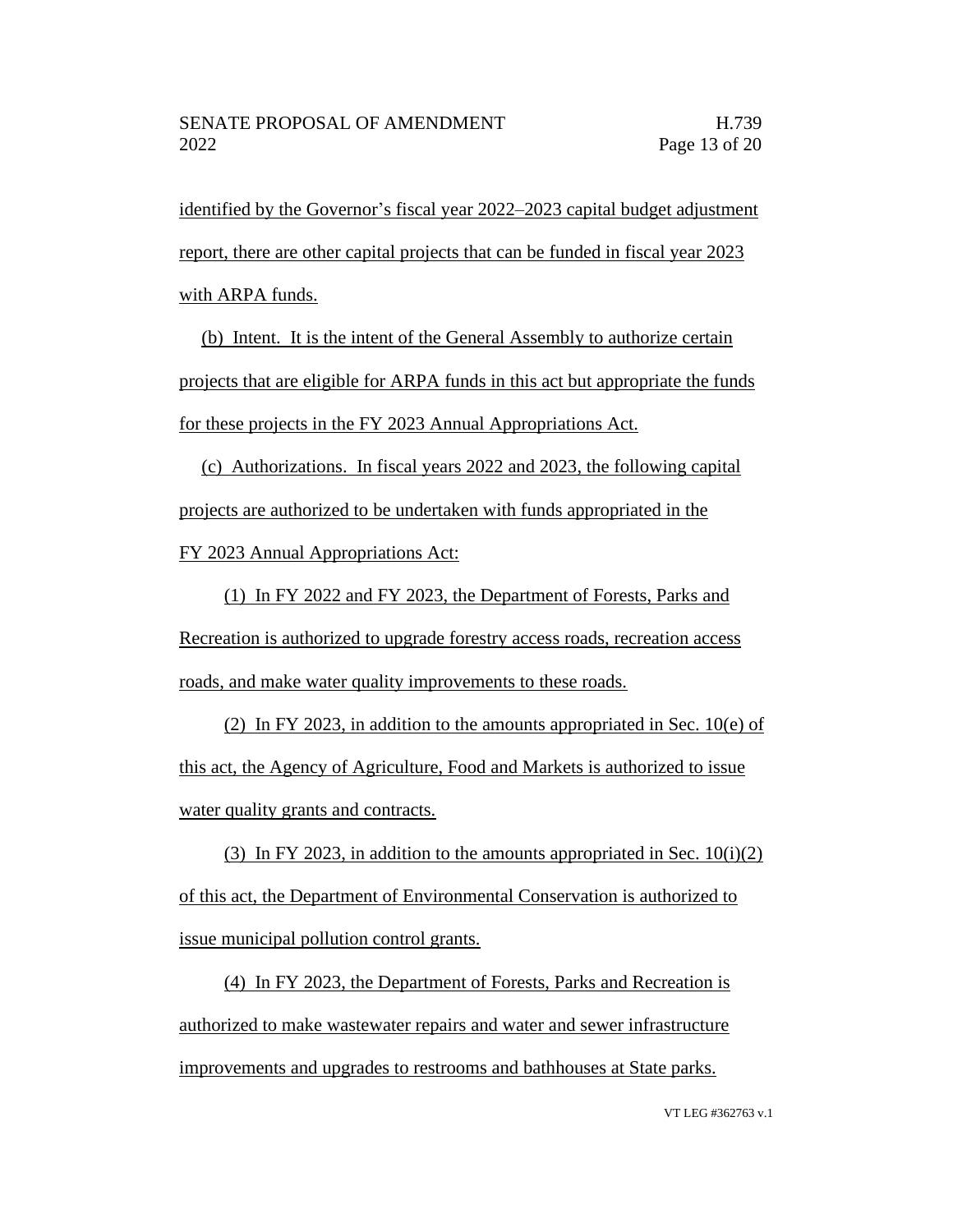identified by the Governor's fiscal year 2022–2023 capital budget adjustment report, there are other capital projects that can be funded in fiscal year 2023 with ARPA funds.

(b) Intent. It is the intent of the General Assembly to authorize certain projects that are eligible for ARPA funds in this act but appropriate the funds for these projects in the FY 2023 Annual Appropriations Act.

(c) Authorizations. In fiscal years 2022 and 2023, the following capital projects are authorized to be undertaken with funds appropriated in the FY 2023 Annual Appropriations Act:

(1) In FY 2022 and FY 2023, the Department of Forests, Parks and Recreation is authorized to upgrade forestry access roads, recreation access roads, and make water quality improvements to these roads.

(2) In FY 2023, in addition to the amounts appropriated in Sec. 10(e) of this act, the Agency of Agriculture, Food and Markets is authorized to issue water quality grants and contracts.

(3) In FY 2023, in addition to the amounts appropriated in Sec. 10(i)(2) of this act, the Department of Environmental Conservation is authorized to issue municipal pollution control grants.

(4) In FY 2023, the Department of Forests, Parks and Recreation is authorized to make wastewater repairs and water and sewer infrastructure improvements and upgrades to restrooms and bathhouses at State parks.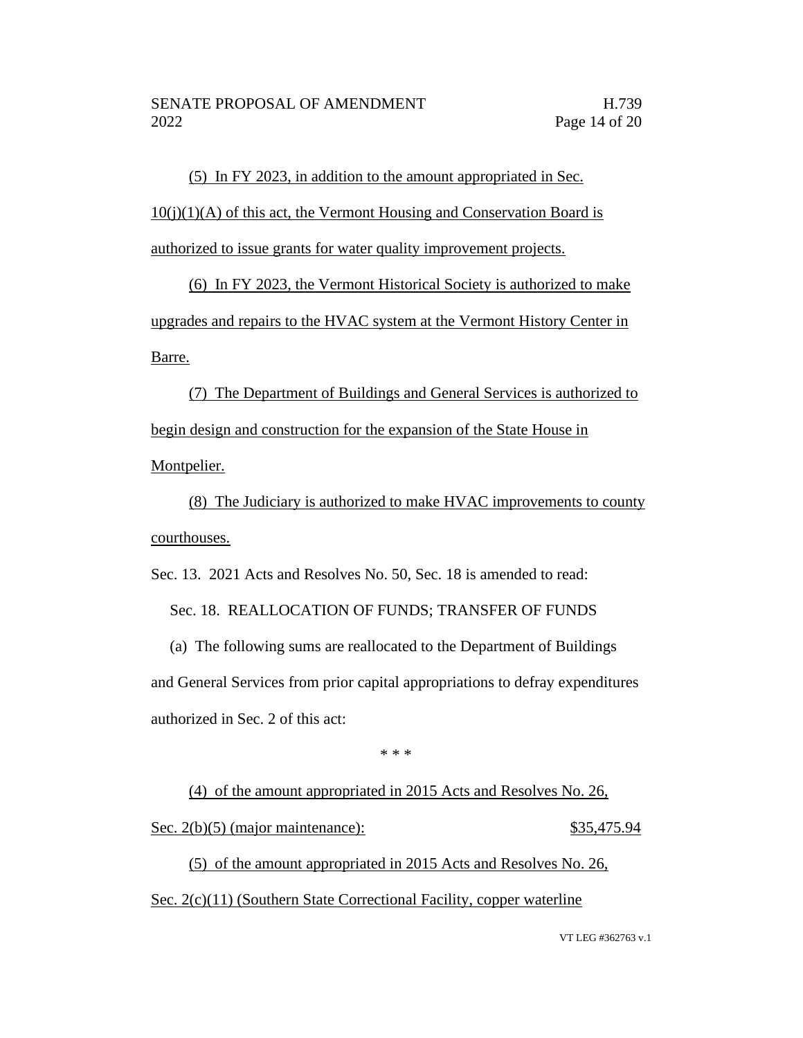(5) In FY 2023, in addition to the amount appropriated in Sec. 10(j)(1)(A) of this act, the Vermont Housing and Conservation Board is authorized to issue grants for water quality improvement projects.

(6) In FY 2023, the Vermont Historical Society is authorized to make upgrades and repairs to the HVAC system at the Vermont History Center in Barre.

(7) The Department of Buildings and General Services is authorized to begin design and construction for the expansion of the State House in Montpelier.

(8) The Judiciary is authorized to make HVAC improvements to county courthouses.

Sec. 13. 2021 Acts and Resolves No. 50, Sec. 18 is amended to read:

Sec. 18. REALLOCATION OF FUNDS; TRANSFER OF FUNDS

(a) The following sums are reallocated to the Department of Buildings and General Services from prior capital appropriations to defray expenditures authorized in Sec. 2 of this act:

\* \* \*

(4) of the amount appropriated in 2015 Acts and Resolves No. 26, Sec. 2(b)(5) (major maintenance): $35,475.94

(5) of the amount appropriated in 2015 Acts and Resolves No. 26, Sec. 2(c)(11) (Southern State Correctional Facility, copper waterline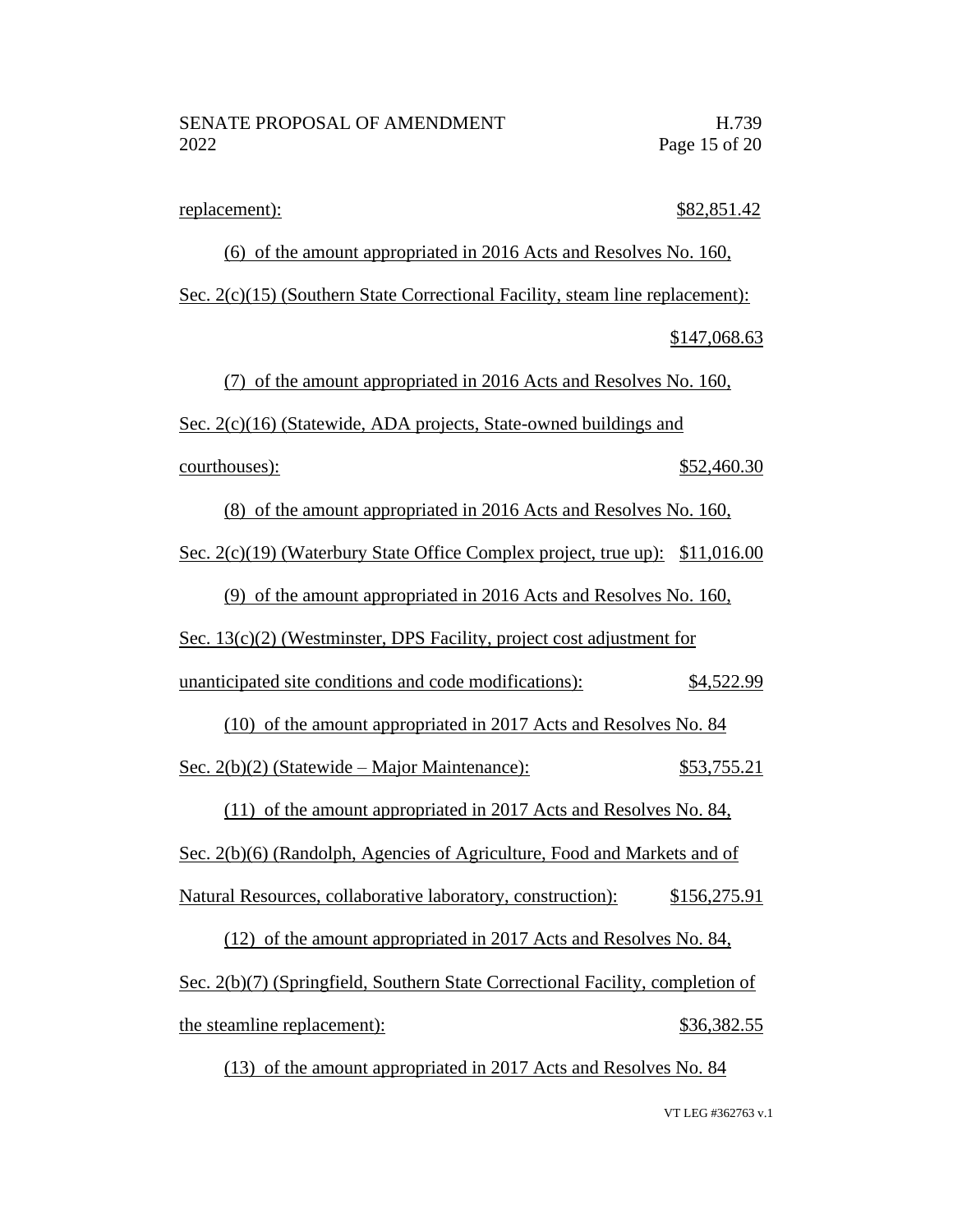replacement): $82,851.42

(6) of the amount appropriated in 2016 Acts and Resolves No. 160, Sec. 2(c)(15) (Southern State Correctional Facility, steam line replacement): $147,068.63

(7) of the amount appropriated in 2016 Acts and Resolves No. 160, Sec. 2(c)(16) (Statewide, ADA projects, State-owned buildings and courthouses): $52,460.30

(8) of the amount appropriated in 2016 Acts and Resolves No. 160, Sec. 2(c)(19) (Waterbury State Office Complex project, true up): $11,016.00

(9) of the amount appropriated in 2016 Acts and Resolves No. 160, Sec. 13(c)(2) (Westminster, DPS Facility, project cost adjustment for unanticipated site conditions and code modifications): $4,522.99

(10) of the amount appropriated in 2017 Acts and Resolves No. 84 Sec. 2(b)(2) (Statewide – Major Maintenance): $53,755.21

(11) of the amount appropriated in 2017 Acts and Resolves No. 84, Sec. 2(b)(6) (Randolph, Agencies of Agriculture, Food and Markets and of Natural Resources, collaborative laboratory, construction): $156,275.91

(12) of the amount appropriated in 2017 Acts and Resolves No. 84, Sec. 2(b)(7) (Springfield, Southern State Correctional Facility, completion of the steamline replacement): $36,382.55

(13) of the amount appropriated in 2017 Acts and Resolves No. 84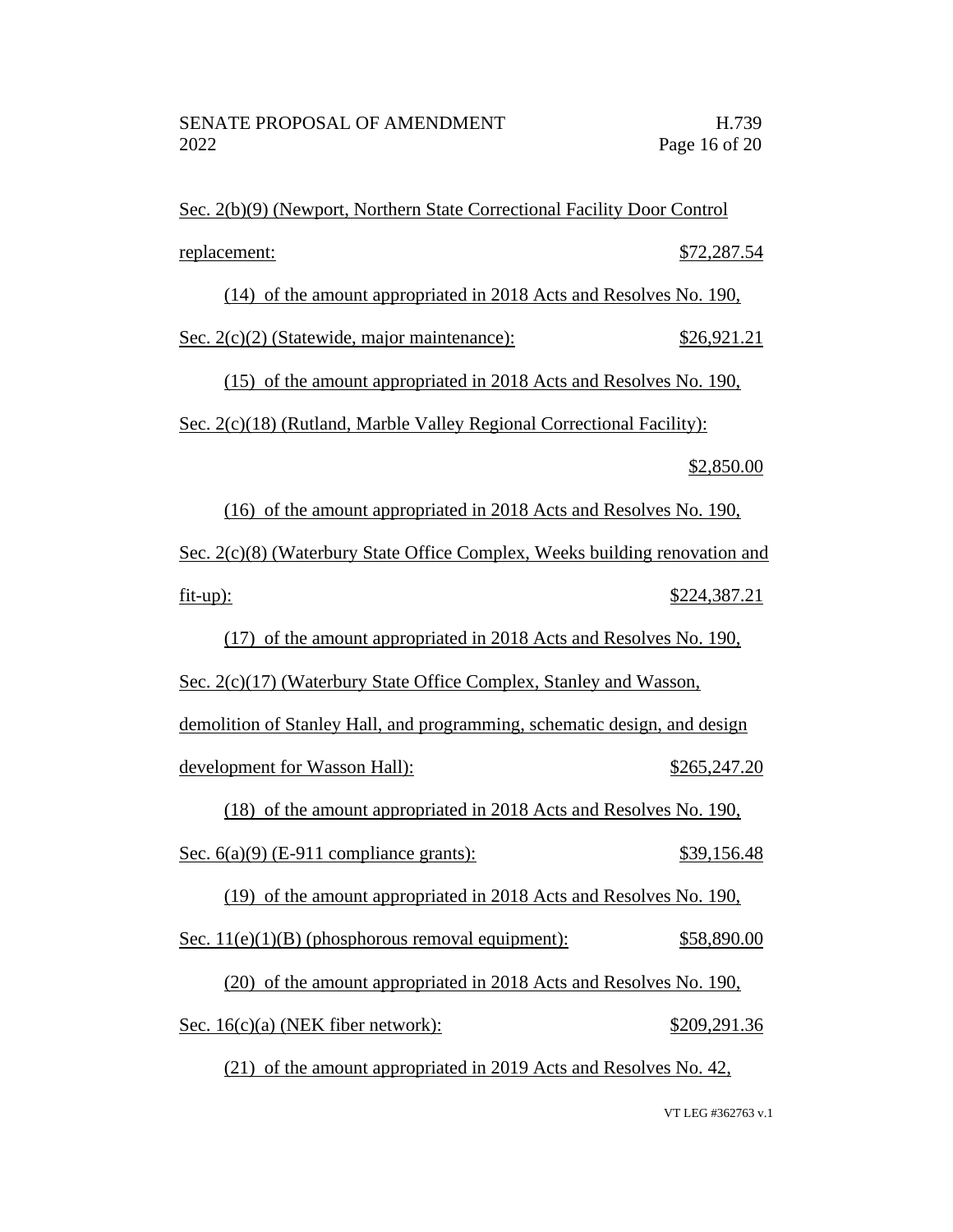Sec. 2(b)(9) (Newport, Northern State Correctional Facility Door Control replacement: $72,287.54

(14) of the amount appropriated in 2018 Acts and Resolves No. 190, Sec. 2(c)(2) (Statewide, major maintenance): $26,921.21

(15) of the amount appropriated in 2018 Acts and Resolves No. 190, Sec. 2(c)(18) (Rutland, Marble Valley Regional Correctional Facility): $2,850.00

(16) of the amount appropriated in 2018 Acts and Resolves No. 190, Sec. 2(c)(8) (Waterbury State Office Complex, Weeks building renovation and fit-up): $224,387.21

(17) of the amount appropriated in 2018 Acts and Resolves No. 190, Sec. 2(c)(17) (Waterbury State Office Complex, Stanley and Wasson, demolition of Stanley Hall, and programming, schematic design, and design development for Wasson Hall): $265,247.20

(18) of the amount appropriated in 2018 Acts and Resolves No. 190, Sec. 6(a)(9) (E-911 compliance grants): $39,156.48

(19) of the amount appropriated in 2018 Acts and Resolves No. 190, Sec. 11(e)(1)(B) (phosphorous removal equipment): $58,890.00

(20) of the amount appropriated in 2018 Acts and Resolves No. 190, Sec. 16(c)(a) (NEK fiber network): $209,291.36

(21) of the amount appropriated in 2019 Acts and Resolves No. 42,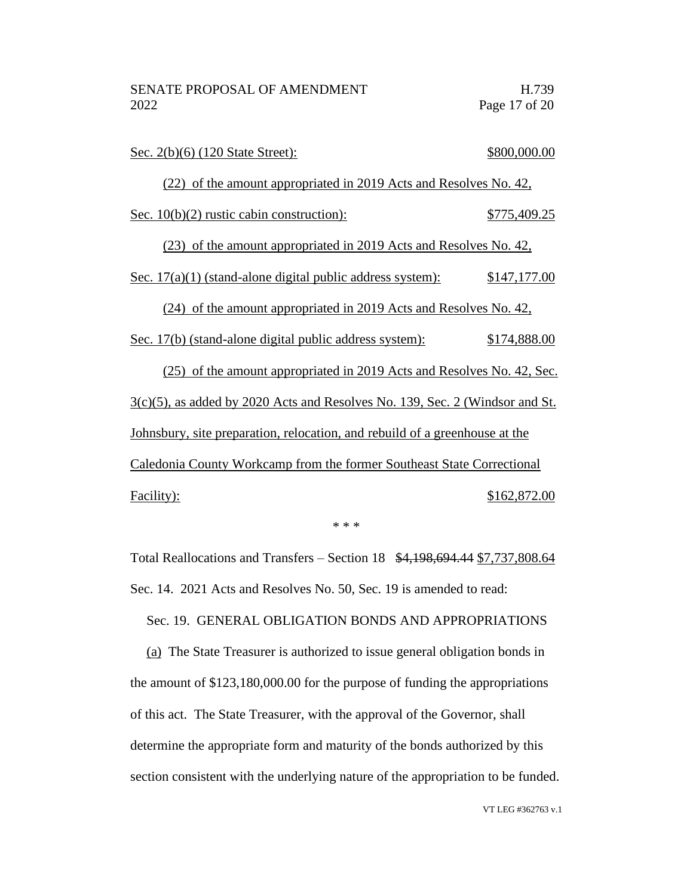Sec. 2(b)(6) (120 State Street): $800,000.00

(22) of the amount appropriated in 2019 Acts and Resolves No. 42, Sec. 10(b)(2) rustic cabin construction): $775,409.25

(23) of the amount appropriated in 2019 Acts and Resolves No. 42, Sec. 17(a)(1) (stand-alone digital public address system): $147,177.00

(24) of the amount appropriated in 2019 Acts and Resolves No. 42, Sec. 17(b) (stand-alone digital public address system): $174,888.00

(25) of the amount appropriated in 2019 Acts and Resolves No. 42, Sec. 3(c)(5), as added by 2020 Acts and Resolves No. 139, Sec. 2 (Windsor and St. Johnsbury, site preparation, relocation, and rebuild of a greenhouse at the Caledonia County Workcamp from the former Southeast State Correctional Facility): $162,872.00

\* \* \*

Total Reallocations and Transfers – Section 18 ~~$4,198,694.44~~ $7,737,808.64

Sec. 14. 2021 Acts and Resolves No. 50, Sec. 19 is amended to read:

Sec. 19. GENERAL OBLIGATION BONDS AND APPROPRIATIONS

(a) The State Treasurer is authorized to issue general obligation bonds in the amount of $123,180,000.00 for the purpose of funding the appropriations of this act. The State Treasurer, with the approval of the Governor, shall determine the appropriate form and maturity of the bonds authorized by this section consistent with the underlying nature of the appropriation to be funded.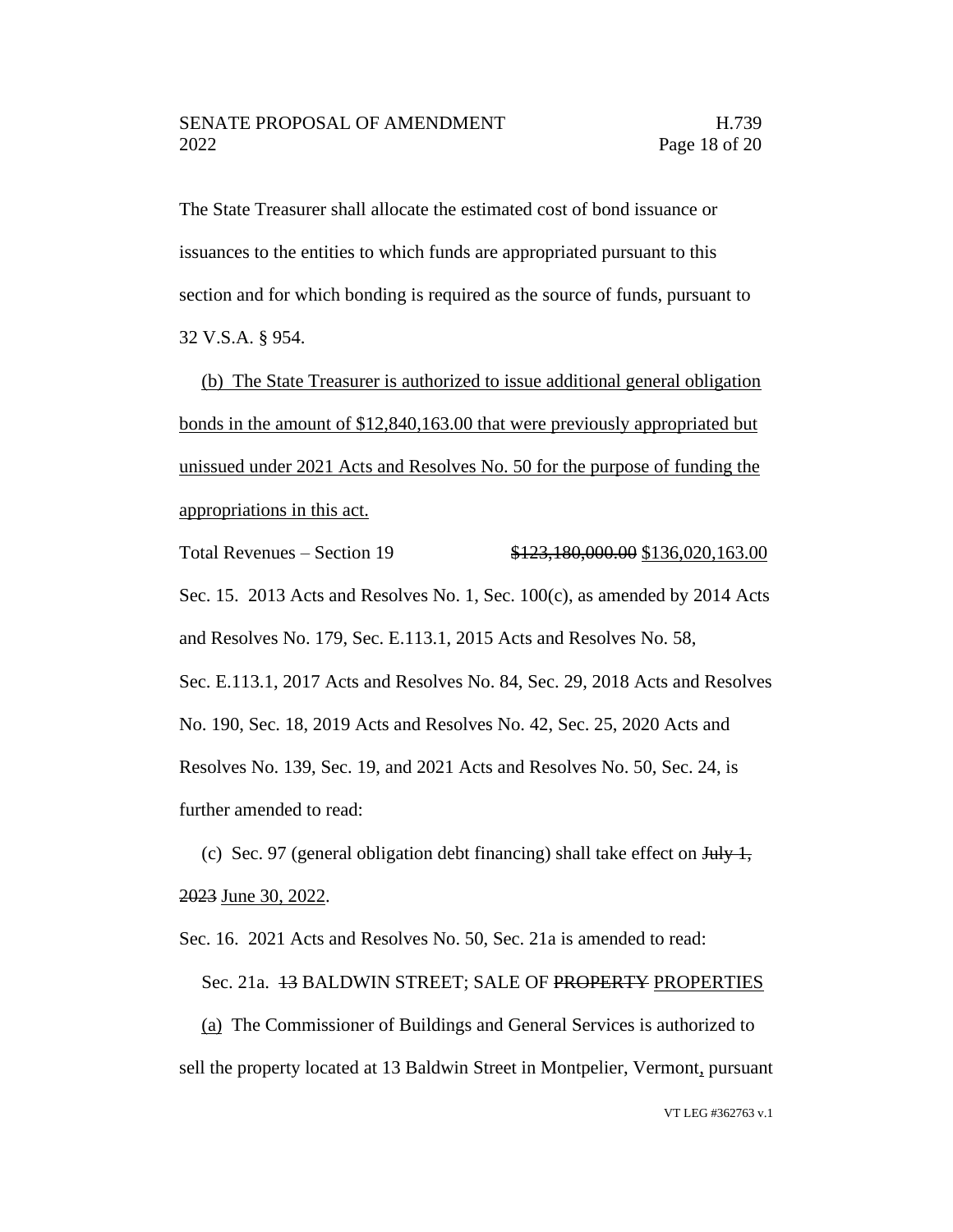The State Treasurer shall allocate the estimated cost of bond issuance or issuances to the entities to which funds are appropriated pursuant to this section and for which bonding is required as the source of funds, pursuant to 32 V.S.A. § 954.

<u>(b) The State Treasurer is authorized to issue additional general obligation bonds in the amount of $12,840,163.00 that were previously appropriated but unissued under 2021 Acts and Resolves No. 50 for the purpose of funding the appropriations in this act.</u>

Total Revenues – Section 19 ~~$123,180,000.00~~ <u>$136,020,163.00</u>

Sec. 15. 2013 Acts and Resolves No. 1, Sec. 100(c), as amended by 2014 Acts and Resolves No. 179, Sec. E.113.1, 2015 Acts and Resolves No. 58, Sec. E.113.1, 2017 Acts and Resolves No. 84, Sec. 29, 2018 Acts and Resolves No. 190, Sec. 18, 2019 Acts and Resolves No. 42, Sec. 25, 2020 Acts and Resolves No. 139, Sec. 19, and 2021 Acts and Resolves No. 50, Sec. 24, is further amended to read:

(c) Sec. 97 (general obligation debt financing) shall take effect on ~~July 1, 2023~~ <u>June 30, 2022</u>.

Sec. 16. 2021 Acts and Resolves No. 50, Sec. 21a is amended to read:

Sec. 21a. ~~13~~ BALDWIN STREET; SALE OF ~~PROPERTY~~ <u>PROPERTIES</u>

<u>(a)</u> The Commissioner of Buildings and General Services is authorized to sell the property located at 13 Baldwin Street in Montpelier, Vermont<u>,</u> pursuant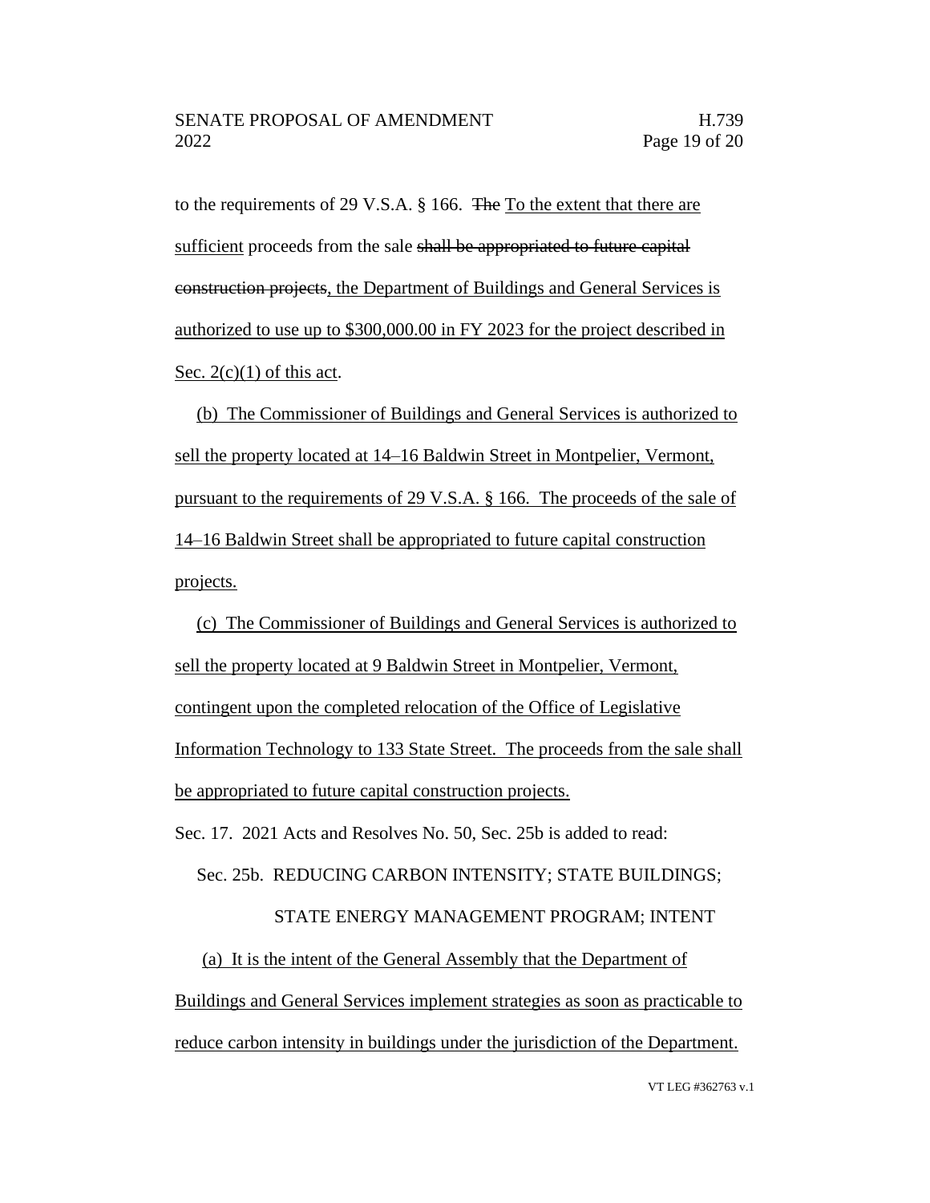to the requirements of 29 V.S.A. § 166. ~~The~~ <u>To the extent that there are sufficient</u> proceeds from the sale ~~shall be appropriated to future capital construction projects~~<u>, the Department of Buildings and General Services is authorized to use up to $300,000.00 in FY 2023 for the project described in Sec. 2(c)(1) of this act</u>.

<u>(b) The Commissioner of Buildings and General Services is authorized to sell the property located at 14–16 Baldwin Street in Montpelier, Vermont, pursuant to the requirements of 29 V.S.A. § 166. The proceeds of the sale of 14–16 Baldwin Street shall be appropriated to future capital construction projects.</u>

<u>(c) The Commissioner of Buildings and General Services is authorized to sell the property located at 9 Baldwin Street in Montpelier, Vermont, contingent upon the completed relocation of the Office of Legislative Information Technology to 133 State Street. The proceeds from the sale shall be appropriated to future capital construction projects.</u>

Sec. 17. 2021 Acts and Resolves No. 50, Sec. 25b is added to read:

Sec. 25b. REDUCING CARBON INTENSITY; STATE BUILDINGS; STATE ENERGY MANAGEMENT PROGRAM; INTENT

<u>(a) It is the intent of the General Assembly that the Department of Buildings and General Services implement strategies as soon as practicable to reduce carbon intensity in buildings under the jurisdiction of the Department.</u>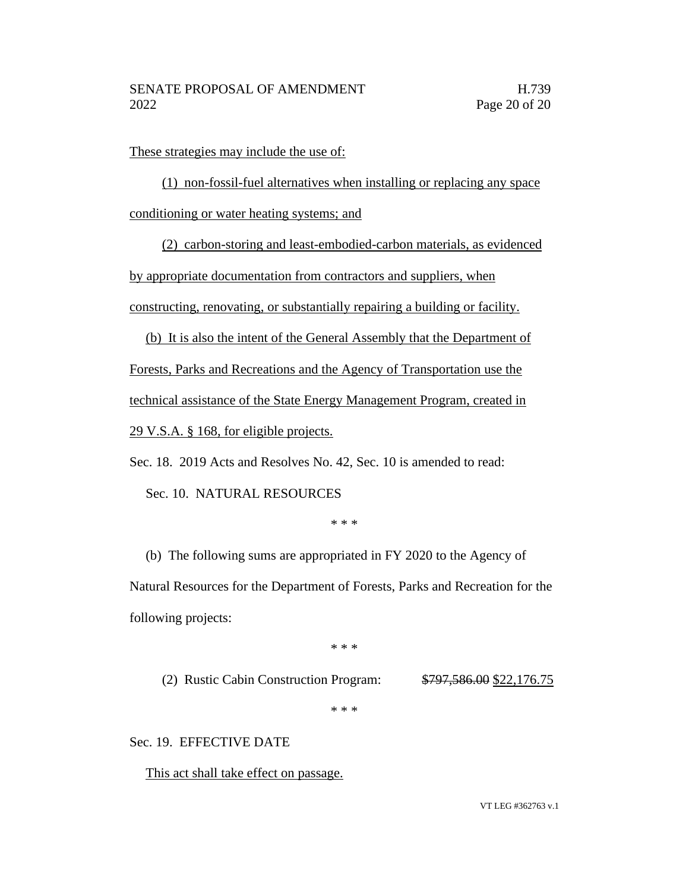These strategies may include the use of:

(1) non-fossil-fuel alternatives when installing or replacing any space conditioning or water heating systems; and

(2) carbon-storing and least-embodied-carbon materials, as evidenced by appropriate documentation from contractors and suppliers, when constructing, renovating, or substantially repairing a building or facility.

(b) It is also the intent of the General Assembly that the Department of Forests, Parks and Recreations and the Agency of Transportation use the technical assistance of the State Energy Management Program, created in 29 V.S.A. § 168, for eligible projects.

Sec. 18. 2019 Acts and Resolves No. 42, Sec. 10 is amended to read:

Sec. 10. NATURAL RESOURCES

\* \* \*

(b) The following sums are appropriated in FY 2020 to the Agency of Natural Resources for the Department of Forests, Parks and Recreation for the following projects:

\* \* \*

(2) Rustic Cabin Construction Program: ~~$797,586.00~~ $22,176.75

\* \* \*

Sec. 19. EFFECTIVE DATE

This act shall take effect on passage.